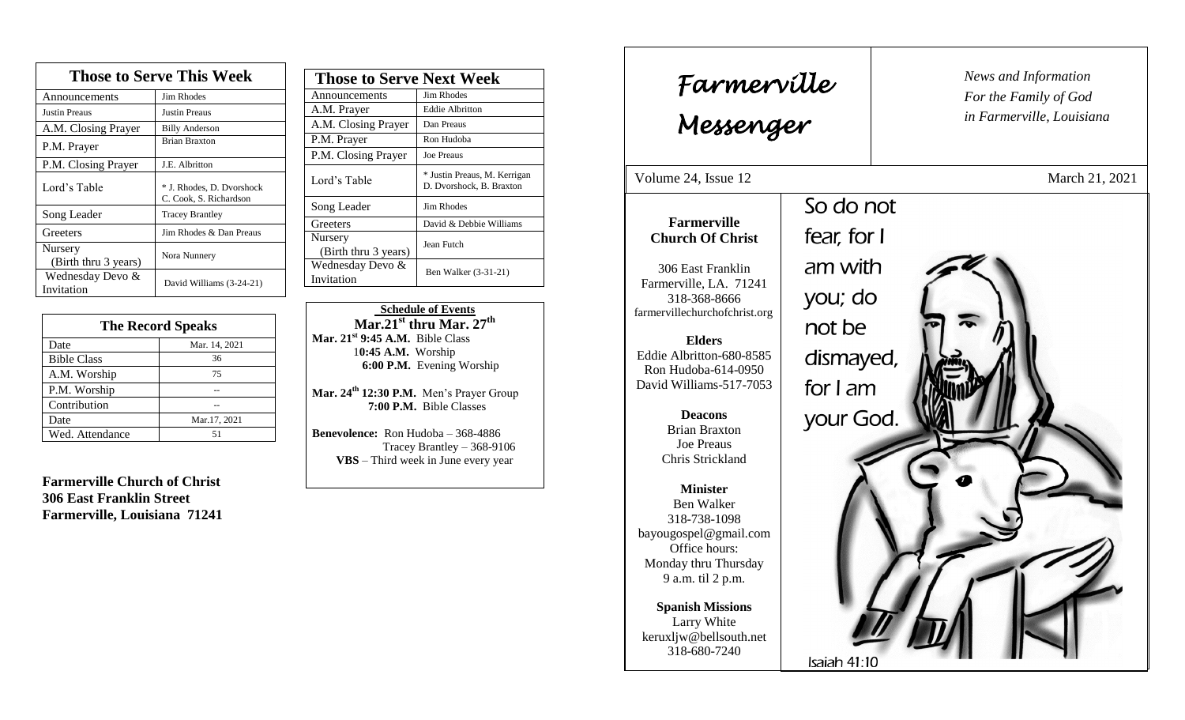| Those to Serve This Week | |
|---|---|
| Announcements | Jim Rhodes |
| Justin Preaus | Justin Preaus |
| A.M. Closing Prayer | Billy Anderson |
| P.M. Prayer | Brian Braxton |
| P.M. Closing Prayer | J.E. Albritton |
| Lord's Table | * J. Rhodes, D. Dvorshock C. Cook, S. Richardson |
| Song Leader | Tracey Brantley |
| Greeters | Jim Rhodes & Dan Preaus |
| Nursery (Birth thru 3 years) | Nora Nunnery |
| Wednesday Devo & Invitation | David Williams (3-24-21) |

| The Record Speaks | |
|---|---|
| Date | Mar. 14, 2021 |
| Bible Class | 36 |
| A.M. Worship | 75 |
| P.M. Worship | -- |
| Contribution | -- |
| Date | Mar.17, 2021 |
| Wed. Attendance | 51 |

**Farmerville Church of Christ**
**306 East Franklin Street**
**Farmerville, Louisiana 71241**

| Those to Serve Next Week | |
|---|---|
| Announcements | Jim Rhodes |
| A.M. Prayer | Eddie Albritton |
| A.M. Closing Prayer | Dan Preaus |
| P.M. Prayer | Ron Hudoba |
| P.M. Closing Prayer | Joe Preaus |
| Lord's Table | * Justin Preaus, M. Kerrigan D. Dvorshock, B. Braxton |
| Song Leader | Jim Rhodes |
| Greeters | David & Debbie Williams |
| Nursery (Birth thru 3 years) | Jean Futch |
| Wednesday Devo & Invitation | Ben Walker (3-31-21) |

**Schedule of Events**
**Mar.21st thru Mar. 27th**

**Mar. 21st 9:45 A.M.** Bible Class
**10:45 A.M.** Worship
**6:00 P.M.** Evening Worship

**Mar. 24th 12:30 P.M.** Men's Prayer Group
**7:00 P.M.** Bible Classes

**Benevolence:** Ron Hudoba – 368-4886
Tracey Brantley – 368-9106
**VBS** – Third week in June every year

# Farmerville Messenger

*News and Information For the Family of God in Farmerville, Louisiana*

Volume 24, Issue 12 — March 21, 2021

**Farmerville Church Of Christ**

306 East Franklin
Farmerville, LA. 71241
318-368-8666
farmervillechurchofchrist.org

**Elders**
Eddie Albritton-680-8585
Ron Hudoba-614-0950
David Williams-517-7053

**Deacons**
Brian Braxton
Joe Preaus
Chris Strickland

**Minister**
Ben Walker
318-738-1098
bayougospel@gmail.com
Office hours:
Monday thru Thursday
9 a.m. til 2 p.m.

**Spanish Missions**
Larry White
keruxljw@bellsouth.net
318-680-7240

So do not fear, for I am with you; do not be dismayed, for I am your God.

Isaiah 41:10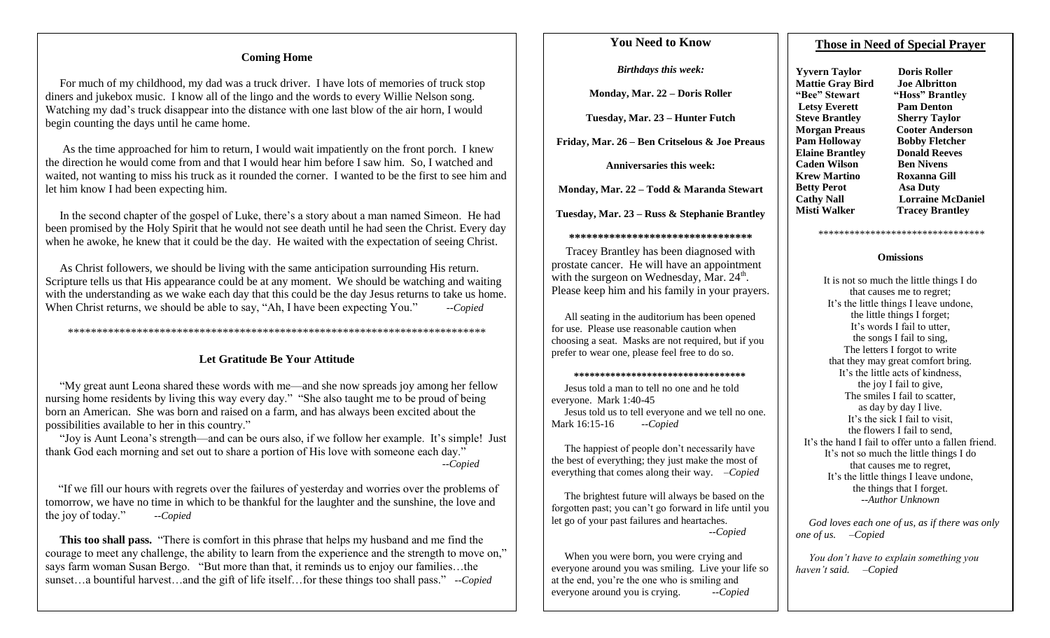## Coming Home

For much of my childhood, my dad was a truck driver. I have lots of memories of truck stop diners and jukebox music. I know all of the lingo and the words to every Willie Nelson song. Watching my dad's truck disappear into the distance with one last blow of the air horn, I would begin counting the days until he came home.

As the time approached for him to return, I would wait impatiently on the front porch. I knew the direction he would come from and that I would hear him before I saw him. So, I watched and waited, not wanting to miss his truck as it rounded the corner. I wanted to be the first to see him and let him know I had been expecting him.

In the second chapter of the gospel of Luke, there's a story about a man named Simeon. He had been promised by the Holy Spirit that he would not see death until he had seen the Christ. Every day when he awoke, he knew that it could be the day. He waited with the expectation of seeing Christ.

As Christ followers, we should be living with the same anticipation surrounding His return. Scripture tells us that His appearance could be at any moment. We should be watching and waiting with the understanding as we wake each day that this could be the day Jesus returns to take us home. When Christ returns, we should be able to say, "Ah, I have been expecting You." *--Copied*

*****************************************************************************

## Let Gratitude Be Your Attitude

"My great aunt Leona shared these words with me—and she now spreads joy among her fellow nursing home residents by living this way every day." "She also taught me to be proud of being born an American. She was born and raised on a farm, and has always been excited about the possibilities available to her in this country."

"Joy is Aunt Leona's strength—and can be ours also, if we follow her example. It's simple! Just thank God each morning and set out to share a portion of His love with someone each day." *--Copied*

"If we fill our hours with regrets over the failures of yesterday and worries over the problems of tomorrow, we have no time in which to be thankful for the laughter and the sunshine, the love and the joy of today." *--Copied*

**This too shall pass.** "There is comfort in this phrase that helps my husband and me find the courage to meet any challenge, the ability to learn from the experience and the strength to move on," says farm woman Susan Bergo. "But more than that, it reminds us to enjoy our families…the sunset…a bountiful harvest…and the gift of life itself…for these things too shall pass." *--Copied*

## You Need to Know

***Birthdays this week:***

**Monday, Mar. 22 – Doris Roller**

**Tuesday, Mar. 23 – Hunter Futch**

**Friday, Mar. 26 – Ben Critselous & Joe Preaus**

**Anniversaries this week:**

**Monday, Mar. 22 – Todd & Maranda Stewart**

**Tuesday, Mar. 23 – Russ & Stephanie Brantley**

**********************************

Tracey Brantley has been diagnosed with prostate cancer. He will have an appointment with the surgeon on Wednesday, Mar. 24th. Please keep him and his family in your prayers.

All seating in the auditorium has been opened for use. Please use reasonable caution when choosing a seat. Masks are not required, but if you prefer to wear one, please feel free to do so.

**********************************

Jesus told a man to tell no one and he told everyone. Mark 1:40-45
Jesus told us to tell everyone and we tell no one. Mark 16:15-16 *--Copied*

The happiest of people don't necessarily have the best of everything; they just make the most of everything that comes along their way. *–Copied*

The brightest future will always be based on the forgotten past; you can't go forward in life until you let go of your past failures and heartaches. *--Copied*

When you were born, you were crying and everyone around you was smiling. Live your life so at the end, you're the one who is smiling and everyone around you is crying. *--Copied*

## Those in Need of Special Prayer

| | |
|---|---|
| **Yyvern Taylor** | **Doris Roller** |
| **Mattie Gray Bird** | **Joe Albritton** |
| **"Bee" Stewart** | **"Hoss" Brantley** |
| **Letsy Everett** | **Pam Denton** |
| **Steve Brantley** | **Sherry Taylor** |
| **Morgan Preaus** | **Cooter Anderson** |
| **Pam Holloway** | **Bobby Fletcher** |
| **Elaine Brantley** | **Donald Reeves** |
| **Caden Wilson** | **Ben Nivens** |
| **Krew Martino** | **Roxanna Gill** |
| **Betty Perot** | **Asa Duty** |
| **Cathy Nall** | **Lorraine McDaniel** |
| **Misti Walker** | **Tracey Brantley** |

********************************

### Omissions

It is not so much the little things I do
that causes me to regret;
It's the little things I leave undone,
the little things I forget;
It's words I fail to utter,
the songs I fail to sing,
The letters I forgot to write
that they may great comfort bring.
It's the little acts of kindness,
the joy I fail to give,
The smiles I fail to scatter,
as day by day I live.
It's the sick I fail to visit,
the flowers I fail to send,
It's the hand I fail to offer unto a fallen friend.
It's not so much the little things I do
that causes me to regret,
It's the little things I leave undone,
the things that I forget.
*--Author Unknown*

*God loves each one of us, as if there was only one of us. –Copied*

*You don't have to explain something you haven't said. –Copied*